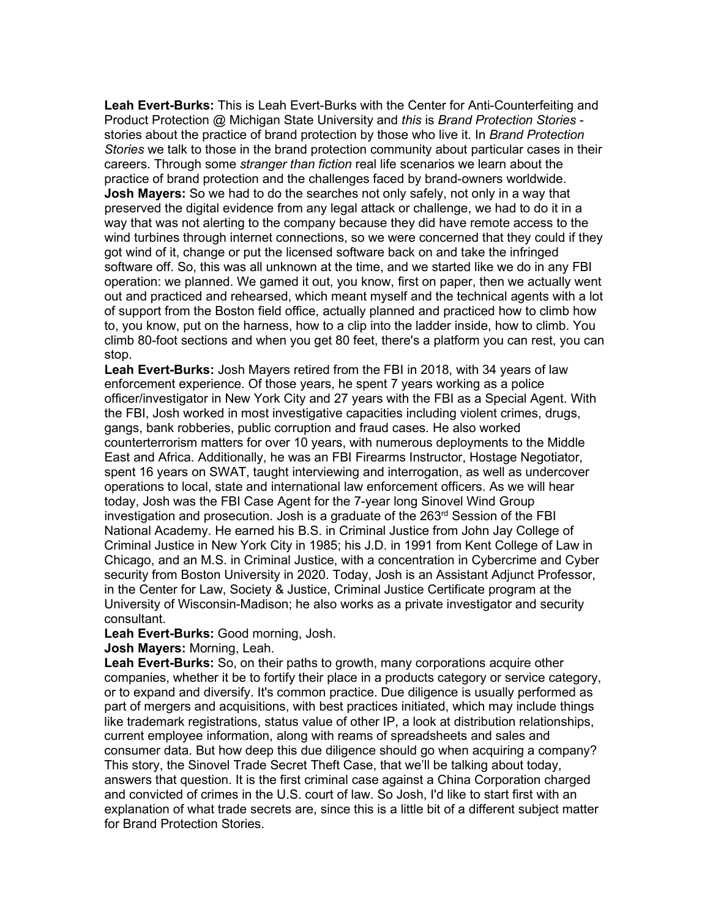**Leah Evert-Burks:** This is Leah Evert-Burks with the Center for Anti-Counterfeiting and Product Protection @ Michigan State University and *this* is *Brand Protection Stories* - stories about the practice of brand protection by those who live it. In *Brand Protection Stories* we talk to those in the brand protection community about particular cases in their careers. Through some *stranger than fiction* real life scenarios we learn about the practice of brand protection and the challenges faced by brand-owners worldwide.

**Josh Mayers:** So we had to do the searches not only safely, not only in a way that preserved the digital evidence from any legal attack or challenge, we had to do it in a way that was not alerting to the company because they did have remote access to the wind turbines through internet connections, so we were concerned that they could if they got wind of it, change or put the licensed software back on and take the infringed software off. So, this was all unknown at the time, and we started like we do in any FBI operation: we planned. We gamed it out, you know, first on paper, then we actually went out and practiced and rehearsed, which meant myself and the technical agents with a lot of support from the Boston field office, actually planned and practiced how to climb how to, you know, put on the harness, how to a clip into the ladder inside, how to climb. You climb 80-foot sections and when you get 80 feet, there's a platform you can rest, you can stop.

**Leah Evert-Burks:** Josh Mayers retired from the FBI in 2018, with 34 years of law enforcement experience. Of those years, he spent 7 years working as a police officer/investigator in New York City and 27 years with the FBI as a Special Agent. With the FBI, Josh worked in most investigative capacities including violent crimes, drugs, gangs, bank robberies, public corruption and fraud cases. He also worked counterterrorism matters for over 10 years, with numerous deployments to the Middle East and Africa. Additionally, he was an FBI Firearms Instructor, Hostage Negotiator, spent 16 years on SWAT, taught interviewing and interrogation, as well as undercover operations to local, state and international law enforcement officers. As we will hear today, Josh was the FBI Case Agent for the 7-year long Sinovel Wind Group investigation and prosecution. Josh is a graduate of the 263rd Session of the FBI National Academy. He earned his B.S. in Criminal Justice from John Jay College of Criminal Justice in New York City in 1985; his J.D. in 1991 from Kent College of Law in Chicago, and an M.S. in Criminal Justice, with a concentration in Cybercrime and Cyber security from Boston University in 2020. Today, Josh is an Assistant Adjunct Professor, in the Center for Law, Society & Justice, Criminal Justice Certificate program at the University of Wisconsin-Madison; he also works as a private investigator and security consultant.

**Leah Evert-Burks:** Good morning, Josh.

**Josh Mayers:** Morning, Leah.

**Leah Evert-Burks:** So, on their paths to growth, many corporations acquire other companies, whether it be to fortify their place in a products category or service category, or to expand and diversify. It's common practice. Due diligence is usually performed as part of mergers and acquisitions, with best practices initiated, which may include things like trademark registrations, status value of other IP, a look at distribution relationships, current employee information, along with reams of spreadsheets and sales and consumer data. But how deep this due diligence should go when acquiring a company? This story, the Sinovel Trade Secret Theft Case, that we'll be talking about today, answers that question. It is the first criminal case against a China Corporation charged and convicted of crimes in the U.S. court of law. So Josh, I'd like to start first with an explanation of what trade secrets are, since this is a little bit of a different subject matter for Brand Protection Stories.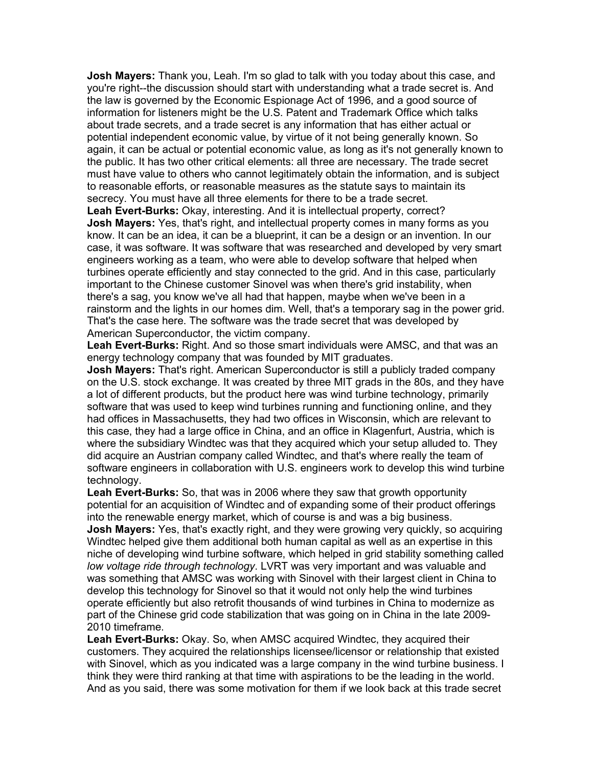**Josh Mayers:** Thank you, Leah. I'm so glad to talk with you today about this case, and you're right--the discussion should start with understanding what a trade secret is. And the law is governed by the Economic Espionage Act of 1996, and a good source of information for listeners might be the U.S. Patent and Trademark Office which talks about trade secrets, and a trade secret is any information that has either actual or potential independent economic value, by virtue of it not being generally known. So again, it can be actual or potential economic value, as long as it's not generally known to the public. It has two other critical elements: all three are necessary. The trade secret must have value to others who cannot legitimately obtain the information, and is subject to reasonable efforts, or reasonable measures as the statute says to maintain its secrecy. You must have all three elements for there to be a trade secret.

**Leah Evert-Burks:** Okay, interesting. And it is intellectual property, correct?

**Josh Mayers:** Yes, that's right, and intellectual property comes in many forms as you know. It can be an idea, it can be a blueprint, it can be a design or an invention. In our case, it was software. It was software that was researched and developed by very smart engineers working as a team, who were able to develop software that helped when turbines operate efficiently and stay connected to the grid. And in this case, particularly important to the Chinese customer Sinovel was when there's grid instability, when there's a sag, you know we've all had that happen, maybe when we've been in a rainstorm and the lights in our homes dim. Well, that's a temporary sag in the power grid. That's the case here. The software was the trade secret that was developed by American Superconductor, the victim company.

**Leah Evert-Burks:** Right. And so those smart individuals were AMSC, and that was an energy technology company that was founded by MIT graduates.

**Josh Mayers:** That's right. American Superconductor is still a publicly traded company on the U.S. stock exchange. It was created by three MIT grads in the 80s, and they have a lot of different products, but the product here was wind turbine technology, primarily software that was used to keep wind turbines running and functioning online, and they had offices in Massachusetts, they had two offices in Wisconsin, which are relevant to this case, they had a large office in China, and an office in Klagenfurt, Austria, which is where the subsidiary Windtec was that they acquired which your setup alluded to. They did acquire an Austrian company called Windtec, and that's where really the team of software engineers in collaboration with U.S. engineers work to develop this wind turbine technology.

**Leah Evert-Burks:** So, that was in 2006 where they saw that growth opportunity potential for an acquisition of Windtec and of expanding some of their product offerings into the renewable energy market, which of course is and was a big business.

**Josh Mayers:** Yes, that's exactly right, and they were growing very quickly, so acquiring Windtec helped give them additional both human capital as well as an expertise in this niche of developing wind turbine software, which helped in grid stability something called *low voltage ride through technology*. LVRT was very important and was valuable and was something that AMSC was working with Sinovel with their largest client in China to develop this technology for Sinovel so that it would not only help the wind turbines operate efficiently but also retrofit thousands of wind turbines in China to modernize as part of the Chinese grid code stabilization that was going on in China in the late 2009-2010 timeframe.

**Leah Evert-Burks:** Okay. So, when AMSC acquired Windtec, they acquired their customers. They acquired the relationships licensee/licensor or relationship that existed with Sinovel, which as you indicated was a large company in the wind turbine business. I think they were third ranking at that time with aspirations to be the leading in the world. And as you said, there was some motivation for them if we look back at this trade secret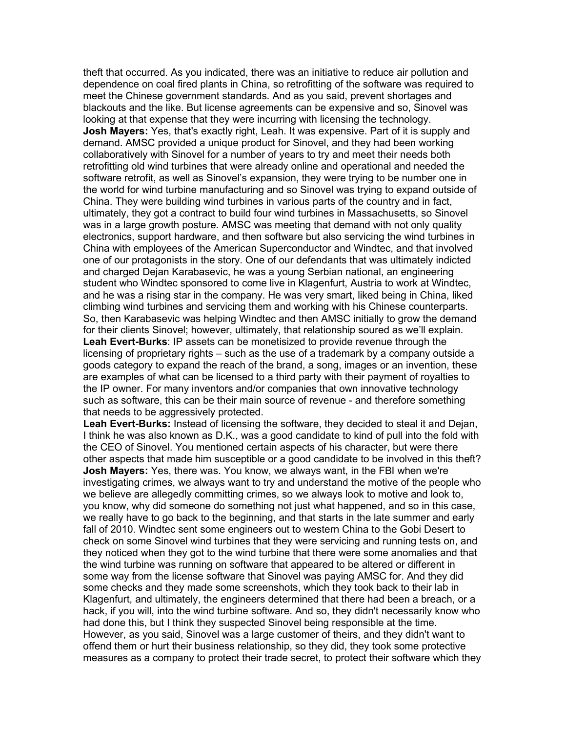theft that occurred. As you indicated, there was an initiative to reduce air pollution and dependence on coal fired plants in China, so retrofitting of the software was required to meet the Chinese government standards. And as you said, prevent shortages and blackouts and the like. But license agreements can be expensive and so, Sinovel was looking at that expense that they were incurring with licensing the technology.

**Josh Mayers:** Yes, that's exactly right, Leah. It was expensive. Part of it is supply and demand. AMSC provided a unique product for Sinovel, and they had been working collaboratively with Sinovel for a number of years to try and meet their needs both retrofitting old wind turbines that were already online and operational and needed the software retrofit, as well as Sinovel's expansion, they were trying to be number one in the world for wind turbine manufacturing and so Sinovel was trying to expand outside of China. They were building wind turbines in various parts of the country and in fact, ultimately, they got a contract to build four wind turbines in Massachusetts, so Sinovel was in a large growth posture. AMSC was meeting that demand with not only quality electronics, support hardware, and then software but also servicing the wind turbines in China with employees of the American Superconductor and Windtec, and that involved one of our protagonists in the story. One of our defendants that was ultimately indicted and charged Dejan Karabasevic, he was a young Serbian national, an engineering student who Windtec sponsored to come live in Klagenfurt, Austria to work at Windtec, and he was a rising star in the company. He was very smart, liked being in China, liked climbing wind turbines and servicing them and working with his Chinese counterparts. So, then Karabasevic was helping Windtec and then AMSC initially to grow the demand for their clients Sinovel; however, ultimately, that relationship soured as we'll explain.

**Leah Evert-Burks**: IP assets can be monetisized to provide revenue through the licensing of proprietary rights – such as the use of a trademark by a company outside a goods category to expand the reach of the brand, a song, images or an invention, these are examples of what can be licensed to a third party with their payment of royalties to the IP owner. For many inventors and/or companies that own innovative technology such as software, this can be their main source of revenue - and therefore something that needs to be aggressively protected.

**Leah Evert-Burks:** Instead of licensing the software, they decided to steal it and Dejan, I think he was also known as D.K., was a good candidate to kind of pull into the fold with the CEO of Sinovel. You mentioned certain aspects of his character, but were there other aspects that made him susceptible or a good candidate to be involved in this theft?

**Josh Mayers:** Yes, there was. You know, we always want, in the FBI when we're investigating crimes, we always want to try and understand the motive of the people who we believe are allegedly committing crimes, so we always look to motive and look to, you know, why did someone do something not just what happened, and so in this case, we really have to go back to the beginning, and that starts in the late summer and early fall of 2010. Windtec sent some engineers out to western China to the Gobi Desert to check on some Sinovel wind turbines that they were servicing and running tests on, and they noticed when they got to the wind turbine that there were some anomalies and that the wind turbine was running on software that appeared to be altered or different in some way from the license software that Sinovel was paying AMSC for. And they did some checks and they made some screenshots, which they took back to their lab in Klagenfurt, and ultimately, the engineers determined that there had been a breach, or a hack, if you will, into the wind turbine software. And so, they didn't necessarily know who had done this, but I think they suspected Sinovel being responsible at the time. However, as you said, Sinovel was a large customer of theirs, and they didn't want to offend them or hurt their business relationship, so they did, they took some protective measures as a company to protect their trade secret, to protect their software which they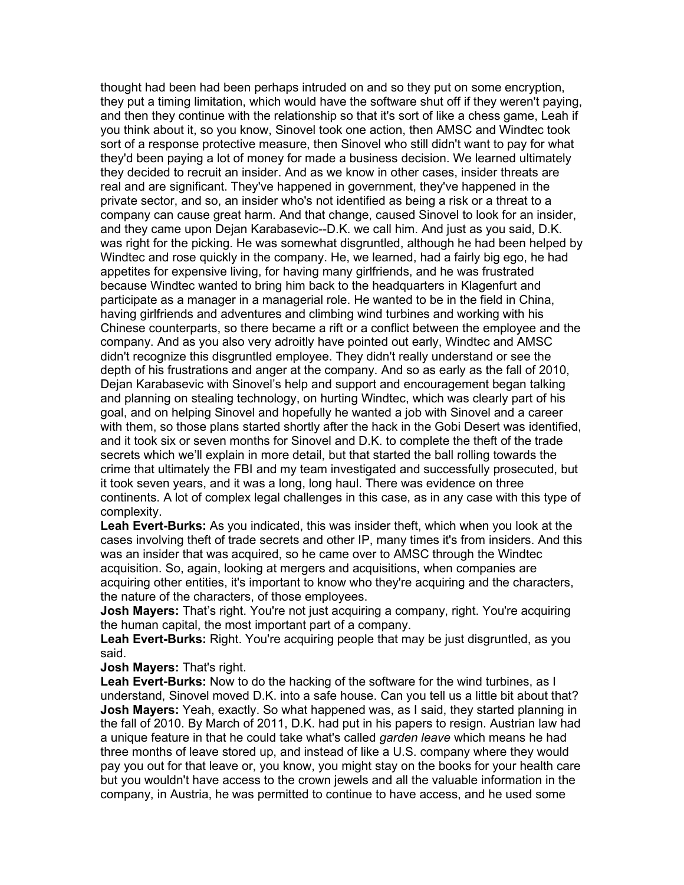thought had been had been perhaps intruded on and so they put on some encryption, they put a timing limitation, which would have the software shut off if they weren't paying, and then they continue with the relationship so that it's sort of like a chess game, Leah if you think about it, so you know, Sinovel took one action, then AMSC and Windtec took sort of a response protective measure, then Sinovel who still didn't want to pay for what they'd been paying a lot of money for made a business decision. We learned ultimately they decided to recruit an insider. And as we know in other cases, insider threats are real and are significant. They've happened in government, they've happened in the private sector, and so, an insider who's not identified as being a risk or a threat to a company can cause great harm. And that change, caused Sinovel to look for an insider, and they came upon Dejan Karabasevic--D.K. we call him. And just as you said, D.K. was right for the picking. He was somewhat disgruntled, although he had been helped by Windtec and rose quickly in the company. He, we learned, had a fairly big ego, he had appetites for expensive living, for having many girlfriends, and he was frustrated because Windtec wanted to bring him back to the headquarters in Klagenfurt and participate as a manager in a managerial role. He wanted to be in the field in China, having girlfriends and adventures and climbing wind turbines and working with his Chinese counterparts, so there became a rift or a conflict between the employee and the company. And as you also very adroitly have pointed out early, Windtec and AMSC didn't recognize this disgruntled employee. They didn't really understand or see the depth of his frustrations and anger at the company. And so as early as the fall of 2010, Dejan Karabasevic with Sinovel's help and support and encouragement began talking and planning on stealing technology, on hurting Windtec, which was clearly part of his goal, and on helping Sinovel and hopefully he wanted a job with Sinovel and a career with them, so those plans started shortly after the hack in the Gobi Desert was identified, and it took six or seven months for Sinovel and D.K. to complete the theft of the trade secrets which we'll explain in more detail, but that started the ball rolling towards the crime that ultimately the FBI and my team investigated and successfully prosecuted, but it took seven years, and it was a long, long haul. There was evidence on three continents. A lot of complex legal challenges in this case, as in any case with this type of complexity.

**Leah Evert-Burks:** As you indicated, this was insider theft, which when you look at the cases involving theft of trade secrets and other IP, many times it's from insiders. And this was an insider that was acquired, so he came over to AMSC through the Windtec acquisition. So, again, looking at mergers and acquisitions, when companies are acquiring other entities, it's important to know who they're acquiring and the characters, the nature of the characters, of those employees.

**Josh Mayers:** That's right. You're not just acquiring a company, right. You're acquiring the human capital, the most important part of a company.

**Leah Evert-Burks:** Right. You're acquiring people that may be just disgruntled, as you said.

**Josh Mayers:** That's right.

**Leah Evert-Burks:** Now to do the hacking of the software for the wind turbines, as I understand, Sinovel moved D.K. into a safe house. Can you tell us a little bit about that?

**Josh Mayers:** Yeah, exactly. So what happened was, as I said, they started planning in the fall of 2010. By March of 2011, D.K. had put in his papers to resign. Austrian law had a unique feature in that he could take what's called *garden leave* which means he had three months of leave stored up, and instead of like a U.S. company where they would pay you out for that leave or, you know, you might stay on the books for your health care but you wouldn't have access to the crown jewels and all the valuable information in the company, in Austria, he was permitted to continue to have access, and he used some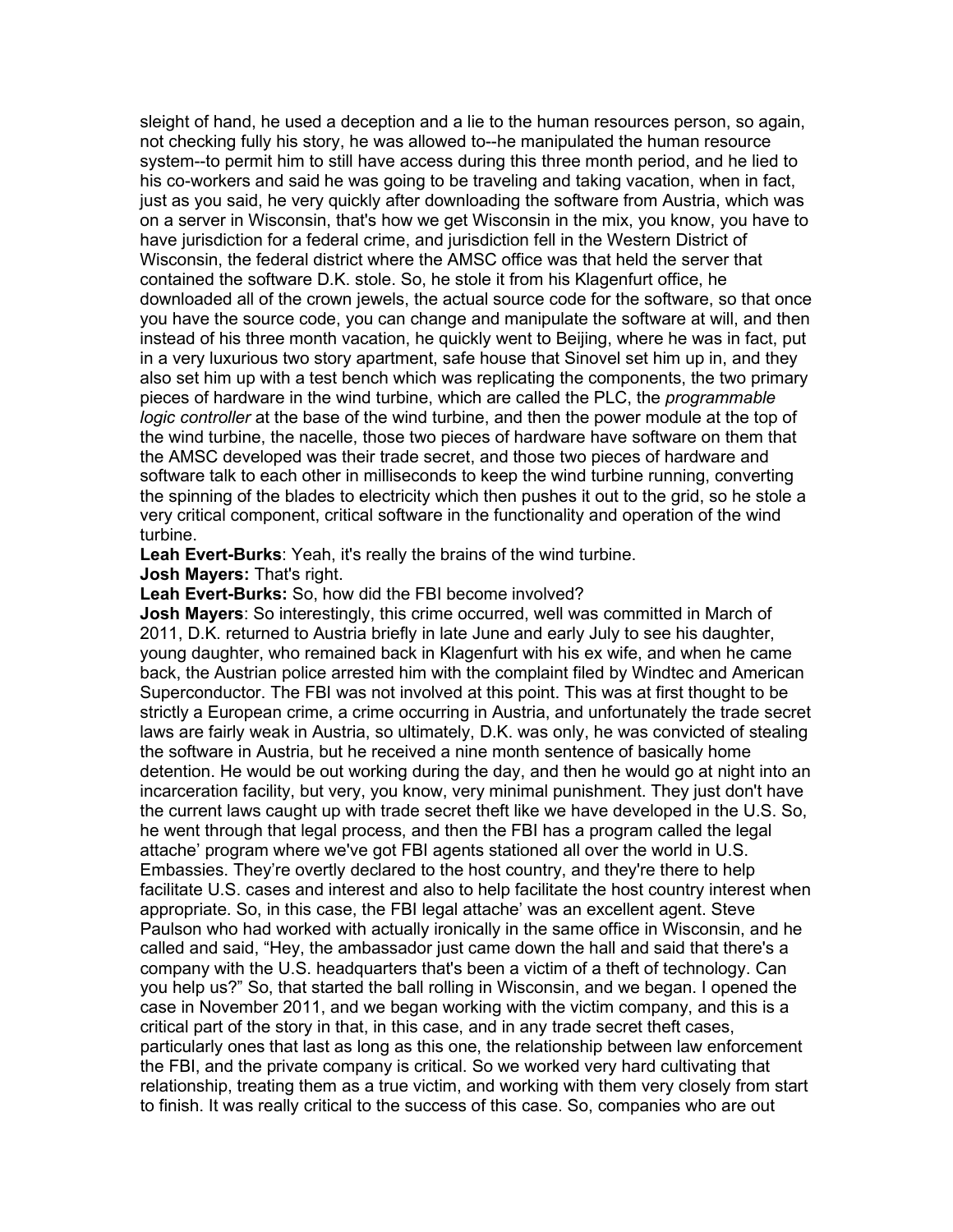sleight of hand, he used a deception and a lie to the human resources person, so again, not checking fully his story, he was allowed to--he manipulated the human resource system--to permit him to still have access during this three month period, and he lied to his co-workers and said he was going to be traveling and taking vacation, when in fact, just as you said, he very quickly after downloading the software from Austria, which was on a server in Wisconsin, that's how we get Wisconsin in the mix, you know, you have to have jurisdiction for a federal crime, and jurisdiction fell in the Western District of Wisconsin, the federal district where the AMSC office was that held the server that contained the software D.K. stole. So, he stole it from his Klagenfurt office, he downloaded all of the crown jewels, the actual source code for the software, so that once you have the source code, you can change and manipulate the software at will, and then instead of his three month vacation, he quickly went to Beijing, where he was in fact, put in a very luxurious two story apartment, safe house that Sinovel set him up in, and they also set him up with a test bench which was replicating the components, the two primary pieces of hardware in the wind turbine, which are called the PLC, the *programmable logic controller* at the base of the wind turbine, and then the power module at the top of the wind turbine, the nacelle, those two pieces of hardware have software on them that the AMSC developed was their trade secret, and those two pieces of hardware and software talk to each other in milliseconds to keep the wind turbine running, converting the spinning of the blades to electricity which then pushes it out to the grid, so he stole a very critical component, critical software in the functionality and operation of the wind turbine.

**Leah Evert-Burks**: Yeah, it's really the brains of the wind turbine.

**Josh Mayers:** That's right.

**Leah Evert-Burks:** So, how did the FBI become involved?

**Josh Mayers**: So interestingly, this crime occurred, well was committed in March of 2011, D.K. returned to Austria briefly in late June and early July to see his daughter, young daughter, who remained back in Klagenfurt with his ex wife, and when he came back, the Austrian police arrested him with the complaint filed by Windtec and American Superconductor. The FBI was not involved at this point. This was at first thought to be strictly a European crime, a crime occurring in Austria, and unfortunately the trade secret laws are fairly weak in Austria, so ultimately, D.K. was only, he was convicted of stealing the software in Austria, but he received a nine month sentence of basically home detention. He would be out working during the day, and then he would go at night into an incarceration facility, but very, you know, very minimal punishment. They just don't have the current laws caught up with trade secret theft like we have developed in the U.S. So, he went through that legal process, and then the FBI has a program called the legal attache' program where we've got FBI agents stationed all over the world in U.S. Embassies. They're overtly declared to the host country, and they're there to help facilitate U.S. cases and interest and also to help facilitate the host country interest when appropriate. So, in this case, the FBI legal attache' was an excellent agent. Steve Paulson who had worked with actually ironically in the same office in Wisconsin, and he called and said, "Hey, the ambassador just came down the hall and said that there's a company with the U.S. headquarters that's been a victim of a theft of technology. Can you help us?" So, that started the ball rolling in Wisconsin, and we began. I opened the case in November 2011, and we began working with the victim company, and this is a critical part of the story in that, in this case, and in any trade secret theft cases, particularly ones that last as long as this one, the relationship between law enforcement the FBI, and the private company is critical. So we worked very hard cultivating that relationship, treating them as a true victim, and working with them very closely from start to finish. It was really critical to the success of this case. So, companies who are out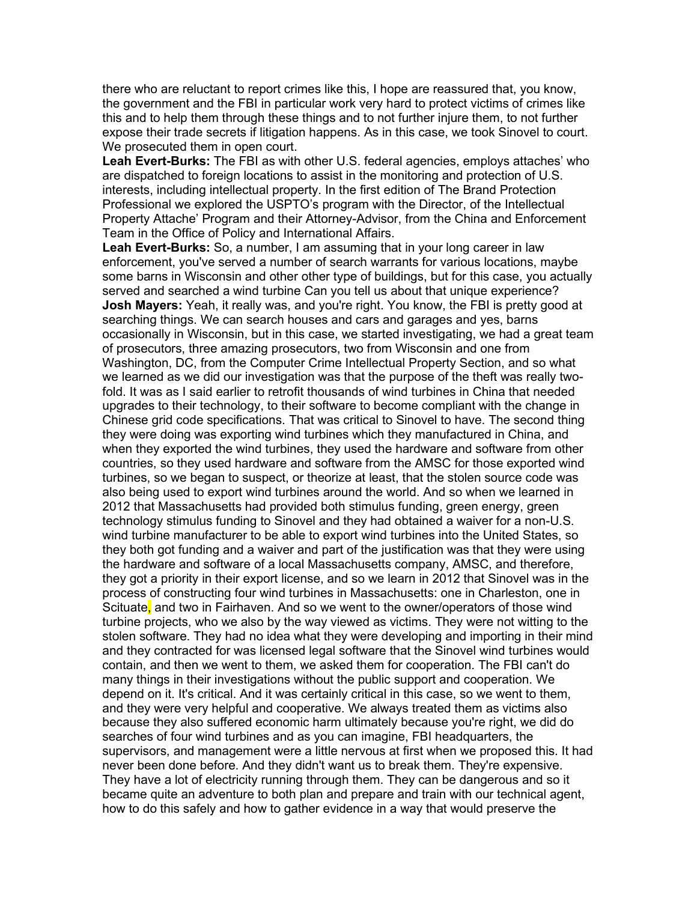there who are reluctant to report crimes like this, I hope are reassured that, you know, the government and the FBI in particular work very hard to protect victims of crimes like this and to help them through these things and to not further injure them, to not further expose their trade secrets if litigation happens. As in this case, we took Sinovel to court. We prosecuted them in open court.

**Leah Evert-Burks:** The FBI as with other U.S. federal agencies, employs attaches' who are dispatched to foreign locations to assist in the monitoring and protection of U.S. interests, including intellectual property. In the first edition of The Brand Protection Professional we explored the USPTO's program with the Director, of the Intellectual Property Attache' Program and their Attorney-Advisor, from the China and Enforcement Team in the Office of Policy and International Affairs.

**Leah Evert-Burks:** So, a number, I am assuming that in your long career in law enforcement, you've served a number of search warrants for various locations, maybe some barns in Wisconsin and other other type of buildings, but for this case, you actually served and searched a wind turbine Can you tell us about that unique experience?

**Josh Mayers:** Yeah, it really was, and you're right. You know, the FBI is pretty good at searching things. We can search houses and cars and garages and yes, barns occasionally in Wisconsin, but in this case, we started investigating, we had a great team of prosecutors, three amazing prosecutors, two from Wisconsin and one from Washington, DC, from the Computer Crime Intellectual Property Section, and so what we learned as we did our investigation was that the purpose of the theft was really two-fold. It was as I said earlier to retrofit thousands of wind turbines in China that needed upgrades to their technology, to their software to become compliant with the change in Chinese grid code specifications. That was critical to Sinovel to have. The second thing they were doing was exporting wind turbines which they manufactured in China, and when they exported the wind turbines, they used the hardware and software from other countries, so they used hardware and software from the AMSC for those exported wind turbines, so we began to suspect, or theorize at least, that the stolen source code was also being used to export wind turbines around the world. And so when we learned in 2012 that Massachusetts had provided both stimulus funding, green energy, green technology stimulus funding to Sinovel and they had obtained a waiver for a non-U.S. wind turbine manufacturer to be able to export wind turbines into the United States, so they both got funding and a waiver and part of the justification was that they were using the hardware and software of a local Massachusetts company, AMSC, and therefore, they got a priority in their export license, and so we learn in 2012 that Sinovel was in the process of constructing four wind turbines in Massachusetts: one in Charleston, one in Scituate, and two in Fairhaven. And so we went to the owner/operators of those wind turbine projects, who we also by the way viewed as victims. They were not witting to the stolen software. They had no idea what they were developing and importing in their mind and they contracted for was licensed legal software that the Sinovel wind turbines would contain, and then we went to them, we asked them for cooperation. The FBI can't do many things in their investigations without the public support and cooperation. We depend on it. It's critical. And it was certainly critical in this case, so we went to them, and they were very helpful and cooperative. We always treated them as victims also because they also suffered economic harm ultimately because you're right, we did do searches of four wind turbines and as you can imagine, FBI headquarters, the supervisors, and management were a little nervous at first when we proposed this. It had never been done before. And they didn't want us to break them. They're expensive. They have a lot of electricity running through them. They can be dangerous and so it became quite an adventure to both plan and prepare and train with our technical agent, how to do this safely and how to gather evidence in a way that would preserve the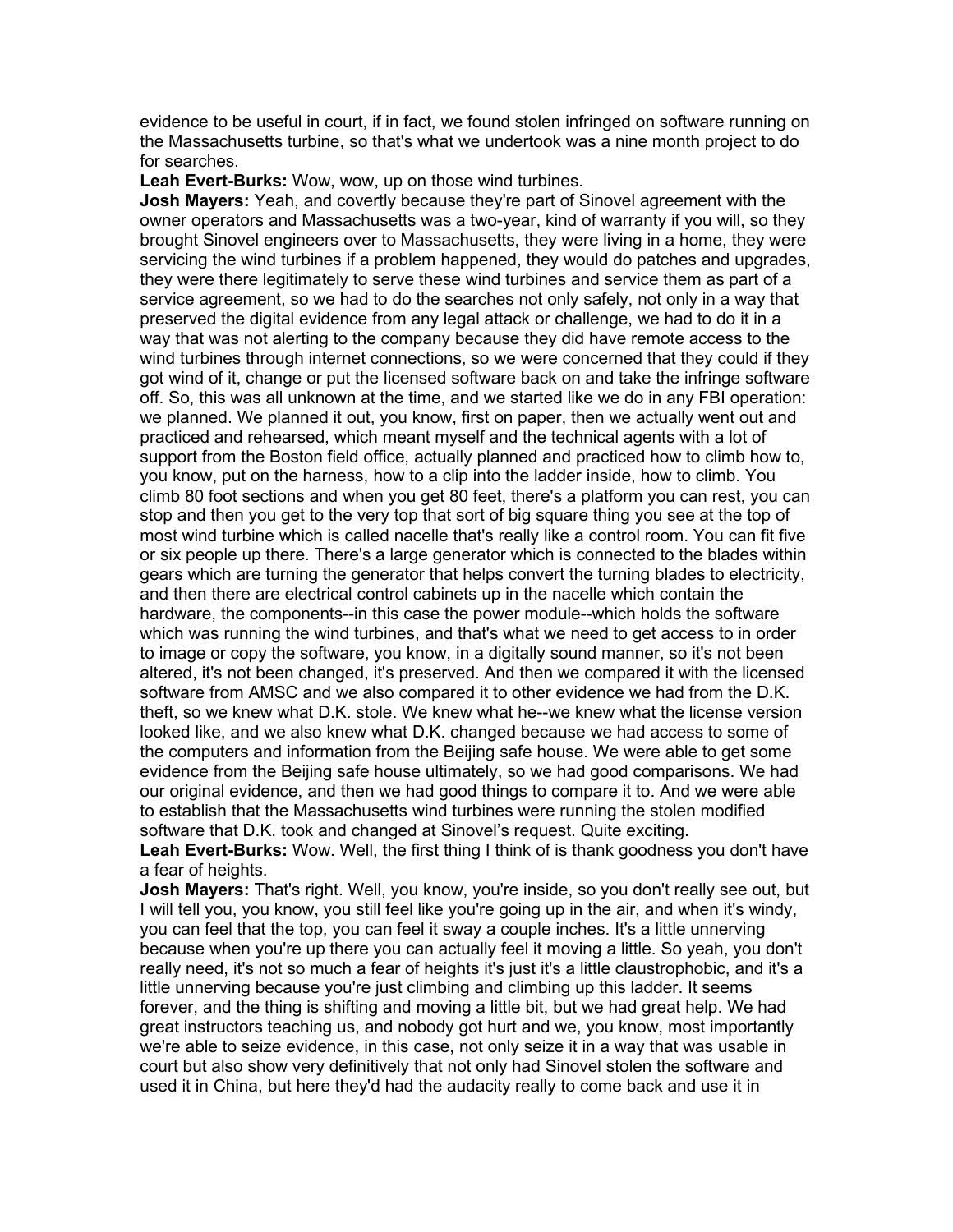evidence to be useful in court, if in fact, we found stolen infringed on software running on the Massachusetts turbine, so that's what we undertook was a nine month project to do for searches.

**Leah Evert-Burks:** Wow, wow, up on those wind turbines.

**Josh Mayers:** Yeah, and covertly because they're part of Sinovel agreement with the owner operators and Massachusetts was a two-year, kind of warranty if you will, so they brought Sinovel engineers over to Massachusetts, they were living in a home, they were servicing the wind turbines if a problem happened, they would do patches and upgrades, they were there legitimately to serve these wind turbines and service them as part of a service agreement, so we had to do the searches not only safely, not only in a way that preserved the digital evidence from any legal attack or challenge, we had to do it in a way that was not alerting to the company because they did have remote access to the wind turbines through internet connections, so we were concerned that they could if they got wind of it, change or put the licensed software back on and take the infringe software off. So, this was all unknown at the time, and we started like we do in any FBI operation: we planned. We planned it out, you know, first on paper, then we actually went out and practiced and rehearsed, which meant myself and the technical agents with a lot of support from the Boston field office, actually planned and practiced how to climb how to, you know, put on the harness, how to a clip into the ladder inside, how to climb. You climb 80 foot sections and when you get 80 feet, there's a platform you can rest, you can stop and then you get to the very top that sort of big square thing you see at the top of most wind turbine which is called nacelle that's really like a control room. You can fit five or six people up there. There's a large generator which is connected to the blades within gears which are turning the generator that helps convert the turning blades to electricity, and then there are electrical control cabinets up in the nacelle which contain the hardware, the components--in this case the power module--which holds the software which was running the wind turbines, and that's what we need to get access to in order to image or copy the software, you know, in a digitally sound manner, so it's not been altered, it's not been changed, it's preserved. And then we compared it with the licensed software from AMSC and we also compared it to other evidence we had from the D.K. theft, so we knew what D.K. stole. We knew what he--we knew what the license version looked like, and we also knew what D.K. changed because we had access to some of the computers and information from the Beijing safe house. We were able to get some evidence from the Beijing safe house ultimately, so we had good comparisons. We had our original evidence, and then we had good things to compare it to. And we were able to establish that the Massachusetts wind turbines were running the stolen modified software that D.K. took and changed at Sinovel's request. Quite exciting.

**Leah Evert-Burks:** Wow. Well, the first thing I think of is thank goodness you don't have a fear of heights.

**Josh Mayers:** That's right. Well, you know, you're inside, so you don't really see out, but I will tell you, you know, you still feel like you're going up in the air, and when it's windy, you can feel that the top, you can feel it sway a couple inches. It's a little unnerving because when you're up there you can actually feel it moving a little. So yeah, you don't really need, it's not so much a fear of heights it's just it's a little claustrophobic, and it's a little unnerving because you're just climbing and climbing up this ladder. It seems forever, and the thing is shifting and moving a little bit, but we had great help. We had great instructors teaching us, and nobody got hurt and we, you know, most importantly we're able to seize evidence, in this case, not only seize it in a way that was usable in court but also show very definitively that not only had Sinovel stolen the software and used it in China, but here they'd had the audacity really to come back and use it in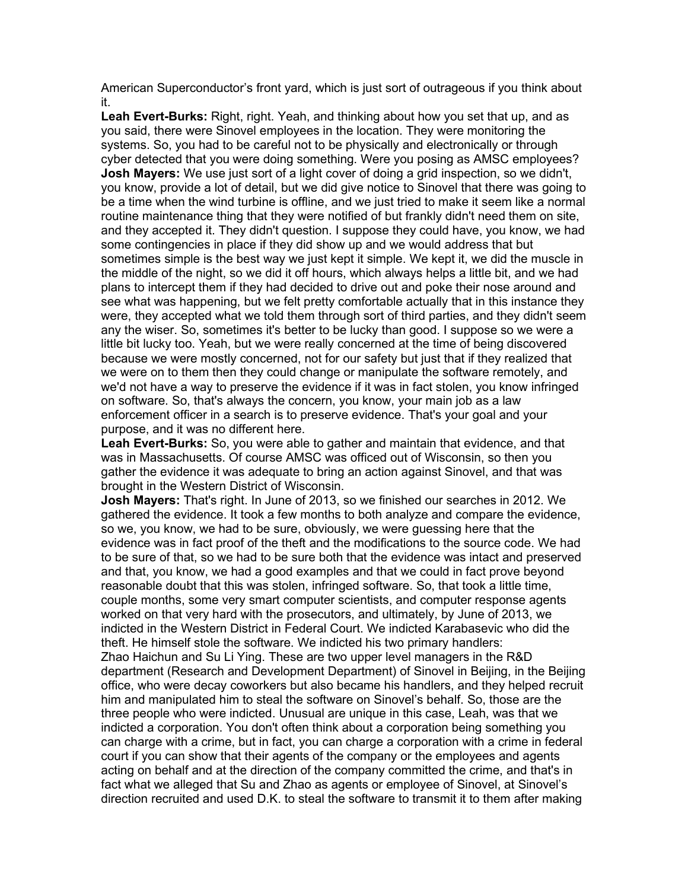American Superconductor's front yard, which is just sort of outrageous if you think about it.

**Leah Evert-Burks:** Right, right. Yeah, and thinking about how you set that up, and as you said, there were Sinovel employees in the location. They were monitoring the systems. So, you had to be careful not to be physically and electronically or through cyber detected that you were doing something. Were you posing as AMSC employees?

**Josh Mayers:** We use just sort of a light cover of doing a grid inspection, so we didn't, you know, provide a lot of detail, but we did give notice to Sinovel that there was going to be a time when the wind turbine is offline, and we just tried to make it seem like a normal routine maintenance thing that they were notified of but frankly didn't need them on site, and they accepted it. They didn't question. I suppose they could have, you know, we had some contingencies in place if they did show up and we would address that but sometimes simple is the best way we just kept it simple. We kept it, we did the muscle in the middle of the night, so we did it off hours, which always helps a little bit, and we had plans to intercept them if they had decided to drive out and poke their nose around and see what was happening, but we felt pretty comfortable actually that in this instance they were, they accepted what we told them through sort of third parties, and they didn't seem any the wiser. So, sometimes it's better to be lucky than good. I suppose so we were a little bit lucky too. Yeah, but we were really concerned at the time of being discovered because we were mostly concerned, not for our safety but just that if they realized that we were on to them then they could change or manipulate the software remotely, and we'd not have a way to preserve the evidence if it was in fact stolen, you know infringed on software. So, that's always the concern, you know, your main job as a law enforcement officer in a search is to preserve evidence. That's your goal and your purpose, and it was no different here.

**Leah Evert-Burks:** So, you were able to gather and maintain that evidence, and that was in Massachusetts. Of course AMSC was officed out of Wisconsin, so then you gather the evidence it was adequate to bring an action against Sinovel, and that was brought in the Western District of Wisconsin.

**Josh Mayers:** That's right. In June of 2013, so we finished our searches in 2012. We gathered the evidence. It took a few months to both analyze and compare the evidence, so we, you know, we had to be sure, obviously, we were guessing here that the evidence was in fact proof of the theft and the modifications to the source code. We had to be sure of that, so we had to be sure both that the evidence was intact and preserved and that, you know, we had a good examples and that we could in fact prove beyond reasonable doubt that this was stolen, infringed software. So, that took a little time, couple months, some very smart computer scientists, and computer response agents worked on that very hard with the prosecutors, and ultimately, by June of 2013, we indicted in the Western District in Federal Court. We indicted Karabasevic who did the theft. He himself stole the software. We indicted his two primary handlers: Zhao Haichun and Su Li Ying. These are two upper level managers in the R&D department (Research and Development Department) of Sinovel in Beijing, in the Beijing office, who were decay coworkers but also became his handlers, and they helped recruit him and manipulated him to steal the software on Sinovel's behalf. So, those are the three people who were indicted. Unusual are unique in this case, Leah, was that we indicted a corporation. You don't often think about a corporation being something you can charge with a crime, but in fact, you can charge a corporation with a crime in federal court if you can show that their agents of the company or the employees and agents acting on behalf and at the direction of the company committed the crime, and that's in fact what we alleged that Su and Zhao as agents or employee of Sinovel, at Sinovel's direction recruited and used D.K. to steal the software to transmit it to them after making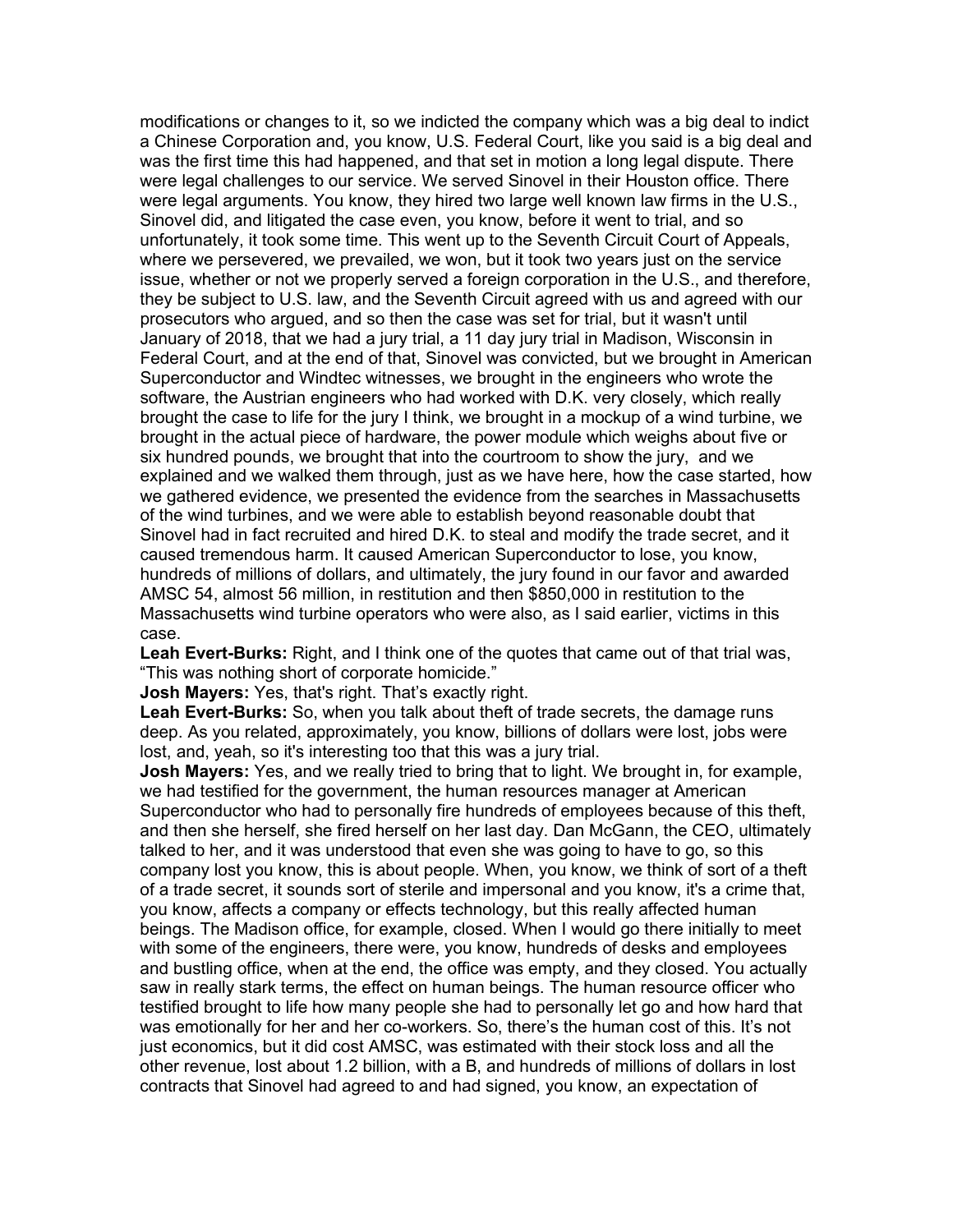modifications or changes to it, so we indicted the company which was a big deal to indict a Chinese Corporation and, you know, U.S. Federal Court, like you said is a big deal and was the first time this had happened, and that set in motion a long legal dispute. There were legal challenges to our service. We served Sinovel in their Houston office. There were legal arguments. You know, they hired two large well known law firms in the U.S., Sinovel did, and litigated the case even, you know, before it went to trial, and so unfortunately, it took some time. This went up to the Seventh Circuit Court of Appeals, where we persevered, we prevailed, we won, but it took two years just on the service issue, whether or not we properly served a foreign corporation in the U.S., and therefore, they be subject to U.S. law, and the Seventh Circuit agreed with us and agreed with our prosecutors who argued, and so then the case was set for trial, but it wasn't until January of 2018, that we had a jury trial, a 11 day jury trial in Madison, Wisconsin in Federal Court, and at the end of that, Sinovel was convicted, but we brought in American Superconductor and Windtec witnesses, we brought in the engineers who wrote the software, the Austrian engineers who had worked with D.K. very closely, which really brought the case to life for the jury I think, we brought in a mockup of a wind turbine, we brought in the actual piece of hardware, the power module which weighs about five or six hundred pounds, we brought that into the courtroom to show the jury, and we explained and we walked them through, just as we have here, how the case started, how we gathered evidence, we presented the evidence from the searches in Massachusetts of the wind turbines, and we were able to establish beyond reasonable doubt that Sinovel had in fact recruited and hired D.K. to steal and modify the trade secret, and it caused tremendous harm. It caused American Superconductor to lose, you know, hundreds of millions of dollars, and ultimately, the jury found in our favor and awarded AMSC 54, almost 56 million, in restitution and then $850,000 in restitution to the Massachusetts wind turbine operators who were also, as I said earlier, victims in this case.

**Leah Evert-Burks:** Right, and I think one of the quotes that came out of that trial was, "This was nothing short of corporate homicide."

**Josh Mayers:** Yes, that's right. That's exactly right.

**Leah Evert-Burks:** So, when you talk about theft of trade secrets, the damage runs deep. As you related, approximately, you know, billions of dollars were lost, jobs were lost, and, yeah, so it's interesting too that this was a jury trial.

**Josh Mayers:** Yes, and we really tried to bring that to light. We brought in, for example, we had testified for the government, the human resources manager at American Superconductor who had to personally fire hundreds of employees because of this theft, and then she herself, she fired herself on her last day. Dan McGann, the CEO, ultimately talked to her, and it was understood that even she was going to have to go, so this company lost you know, this is about people. When, you know, we think of sort of a theft of a trade secret, it sounds sort of sterile and impersonal and you know, it's a crime that, you know, affects a company or effects technology, but this really affected human beings. The Madison office, for example, closed. When I would go there initially to meet with some of the engineers, there were, you know, hundreds of desks and employees and bustling office, when at the end, the office was empty, and they closed. You actually saw in really stark terms, the effect on human beings. The human resource officer who testified brought to life how many people she had to personally let go and how hard that was emotionally for her and her co-workers. So, there's the human cost of this. It's not just economics, but it did cost AMSC, was estimated with their stock loss and all the other revenue, lost about 1.2 billion, with a B, and hundreds of millions of dollars in lost contracts that Sinovel had agreed to and had signed, you know, an expectation of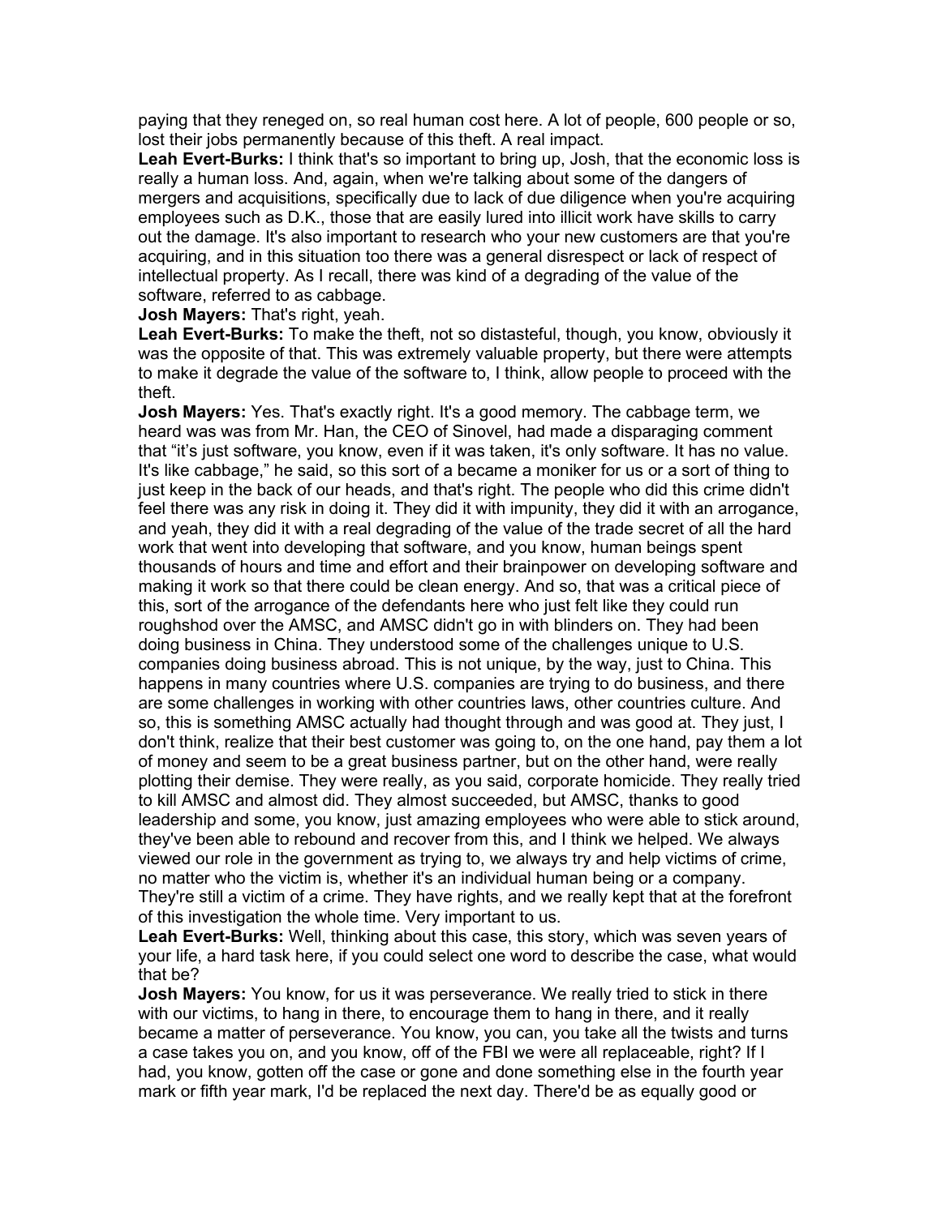paying that they reneged on, so real human cost here. A lot of people, 600 people or so, lost their jobs permanently because of this theft. A real impact.

**Leah Evert-Burks:** I think that's so important to bring up, Josh, that the economic loss is really a human loss. And, again, when we're talking about some of the dangers of mergers and acquisitions, specifically due to lack of due diligence when you're acquiring employees such as D.K., those that are easily lured into illicit work have skills to carry out the damage. It's also important to research who your new customers are that you're acquiring, and in this situation too there was a general disrespect or lack of respect of intellectual property. As I recall, there was kind of a degrading of the value of the software, referred to as cabbage.

**Josh Mayers:** That's right, yeah.

**Leah Evert-Burks:** To make the theft, not so distasteful, though, you know, obviously it was the opposite of that. This was extremely valuable property, but there were attempts to make it degrade the value of the software to, I think, allow people to proceed with the theft.

**Josh Mayers:** Yes. That's exactly right. It's a good memory. The cabbage term, we heard was was from Mr. Han, the CEO of Sinovel, had made a disparaging comment that "it's just software, you know, even if it was taken, it's only software. It has no value. It's like cabbage," he said, so this sort of a became a moniker for us or a sort of thing to just keep in the back of our heads, and that's right. The people who did this crime didn't feel there was any risk in doing it. They did it with impunity, they did it with an arrogance, and yeah, they did it with a real degrading of the value of the trade secret of all the hard work that went into developing that software, and you know, human beings spent thousands of hours and time and effort and their brainpower on developing software and making it work so that there could be clean energy. And so, that was a critical piece of this, sort of the arrogance of the defendants here who just felt like they could run roughshod over the AMSC, and AMSC didn't go in with blinders on. They had been doing business in China. They understood some of the challenges unique to U.S. companies doing business abroad. This is not unique, by the way, just to China. This happens in many countries where U.S. companies are trying to do business, and there are some challenges in working with other countries laws, other countries culture. And so, this is something AMSC actually had thought through and was good at. They just, I don't think, realize that their best customer was going to, on the one hand, pay them a lot of money and seem to be a great business partner, but on the other hand, were really plotting their demise. They were really, as you said, corporate homicide. They really tried to kill AMSC and almost did. They almost succeeded, but AMSC, thanks to good leadership and some, you know, just amazing employees who were able to stick around, they've been able to rebound and recover from this, and I think we helped. We always viewed our role in the government as trying to, we always try and help victims of crime, no matter who the victim is, whether it's an individual human being or a company. They're still a victim of a crime. They have rights, and we really kept that at the forefront of this investigation the whole time. Very important to us.

**Leah Evert-Burks:** Well, thinking about this case, this story, which was seven years of your life, a hard task here, if you could select one word to describe the case, what would that be?

**Josh Mayers:** You know, for us it was perseverance. We really tried to stick in there with our victims, to hang in there, to encourage them to hang in there, and it really became a matter of perseverance. You know, you can, you take all the twists and turns a case takes you on, and you know, off of the FBI we were all replaceable, right? If I had, you know, gotten off the case or gone and done something else in the fourth year mark or fifth year mark, I'd be replaced the next day. There'd be as equally good or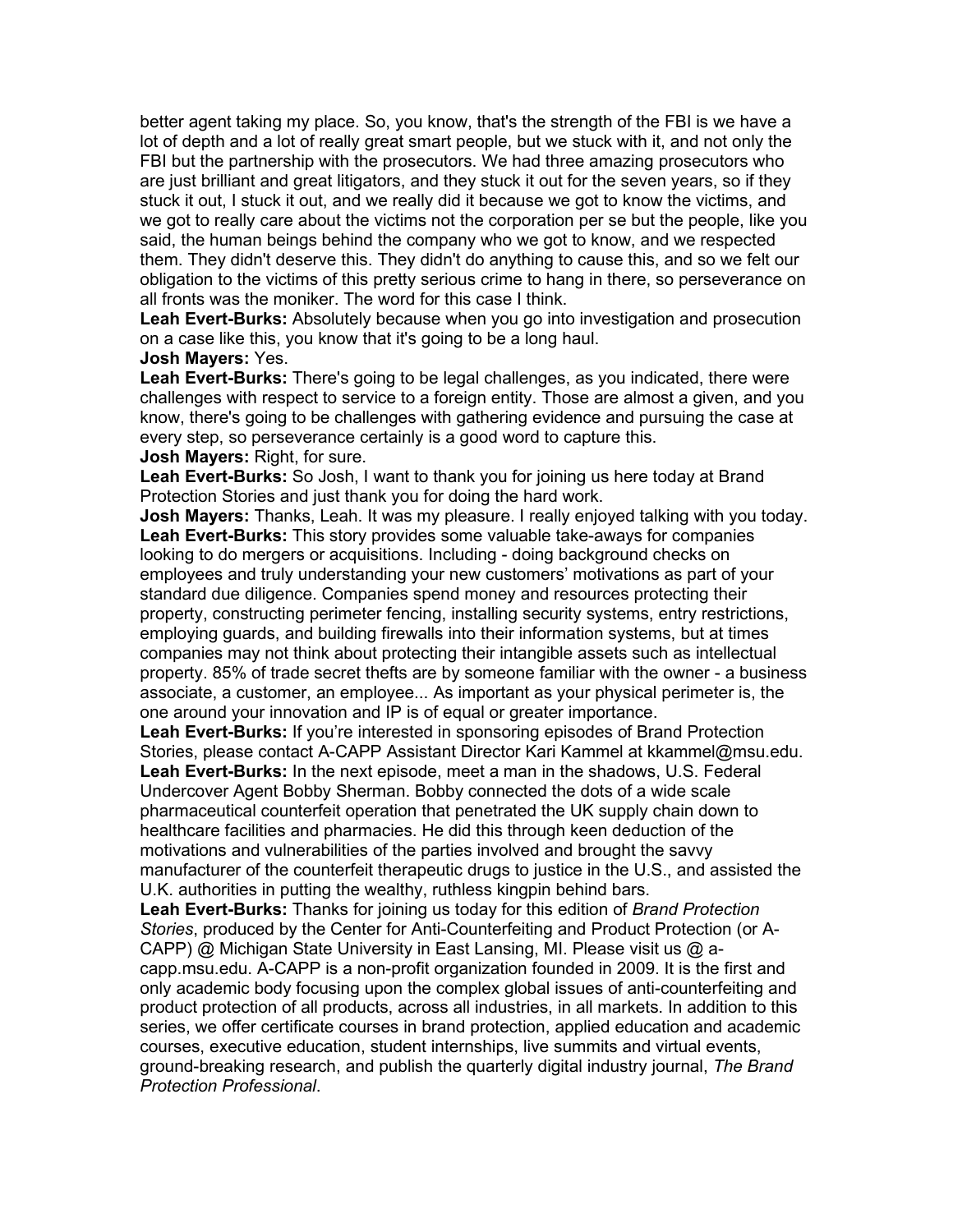better agent taking my place. So, you know, that's the strength of the FBI is we have a lot of depth and a lot of really great smart people, but we stuck with it, and not only the FBI but the partnership with the prosecutors. We had three amazing prosecutors who are just brilliant and great litigators, and they stuck it out for the seven years, so if they stuck it out, I stuck it out, and we really did it because we got to know the victims, and we got to really care about the victims not the corporation per se but the people, like you said, the human beings behind the company who we got to know, and we respected them. They didn't deserve this. They didn't do anything to cause this, and so we felt our obligation to the victims of this pretty serious crime to hang in there, so perseverance on all fronts was the moniker. The word for this case I think.

**Leah Evert-Burks:** Absolutely because when you go into investigation and prosecution on a case like this, you know that it's going to be a long haul.

**Josh Mayers:** Yes.

**Leah Evert-Burks:** There's going to be legal challenges, as you indicated, there were challenges with respect to service to a foreign entity. Those are almost a given, and you know, there's going to be challenges with gathering evidence and pursuing the case at every step, so perseverance certainly is a good word to capture this.

**Josh Mayers:** Right, for sure.

**Leah Evert-Burks:** So Josh, I want to thank you for joining us here today at Brand Protection Stories and just thank you for doing the hard work.

**Josh Mayers:** Thanks, Leah. It was my pleasure. I really enjoyed talking with you today.

**Leah Evert-Burks:** This story provides some valuable take-aways for companies looking to do mergers or acquisitions. Including - doing background checks on employees and truly understanding your new customers' motivations as part of your standard due diligence. Companies spend money and resources protecting their property, constructing perimeter fencing, installing security systems, entry restrictions, employing guards, and building firewalls into their information systems, but at times companies may not think about protecting their intangible assets such as intellectual property. 85% of trade secret thefts are by someone familiar with the owner - a business associate, a customer, an employee... As important as your physical perimeter is, the one around your innovation and IP is of equal or greater importance.

**Leah Evert-Burks:** If you're interested in sponsoring episodes of Brand Protection Stories, please contact A-CAPP Assistant Director Kari Kammel at kkammel@msu.edu.

**Leah Evert-Burks:** In the next episode, meet a man in the shadows, U.S. Federal Undercover Agent Bobby Sherman. Bobby connected the dots of a wide scale pharmaceutical counterfeit operation that penetrated the UK supply chain down to healthcare facilities and pharmacies. He did this through keen deduction of the motivations and vulnerabilities of the parties involved and brought the savvy manufacturer of the counterfeit therapeutic drugs to justice in the U.S., and assisted the U.K. authorities in putting the wealthy, ruthless kingpin behind bars.

**Leah Evert-Burks:** Thanks for joining us today for this edition of *Brand Protection Stories*, produced by the Center for Anti-Counterfeiting and Product Protection (or A-CAPP) @ Michigan State University in East Lansing, MI. Please visit us @ a-capp.msu.edu. A-CAPP is a non-profit organization founded in 2009. It is the first and only academic body focusing upon the complex global issues of anti-counterfeiting and product protection of all products, across all industries, in all markets. In addition to this series, we offer certificate courses in brand protection, applied education and academic courses, executive education, student internships, live summits and virtual events, ground-breaking research, and publish the quarterly digital industry journal, *The Brand Protection Professional*.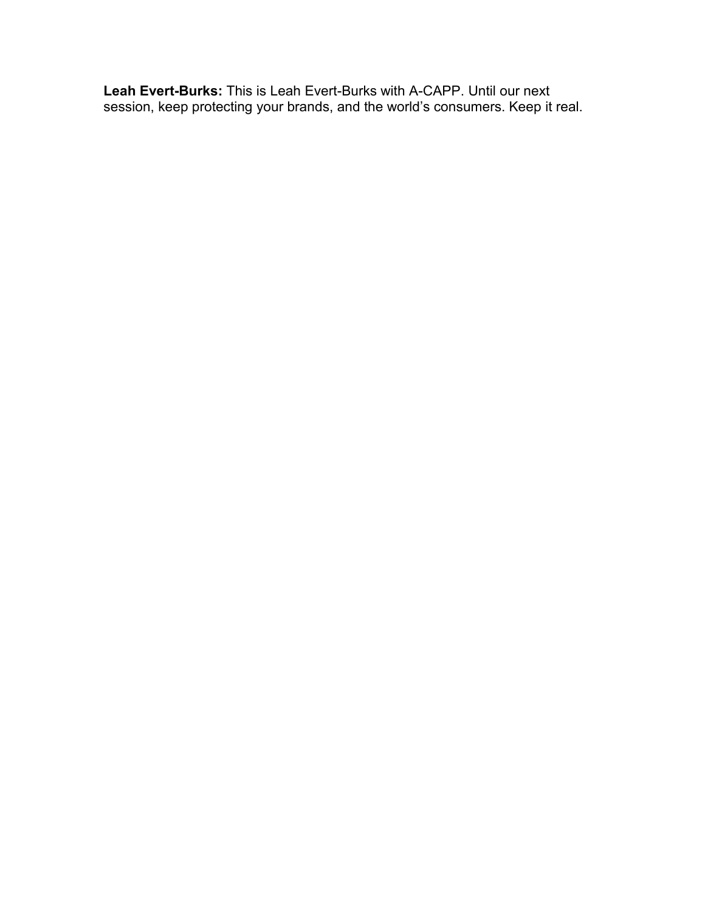**Leah Evert-Burks:** This is Leah Evert-Burks with A-CAPP. Until our next session, keep protecting your brands, and the world's consumers. Keep it real.